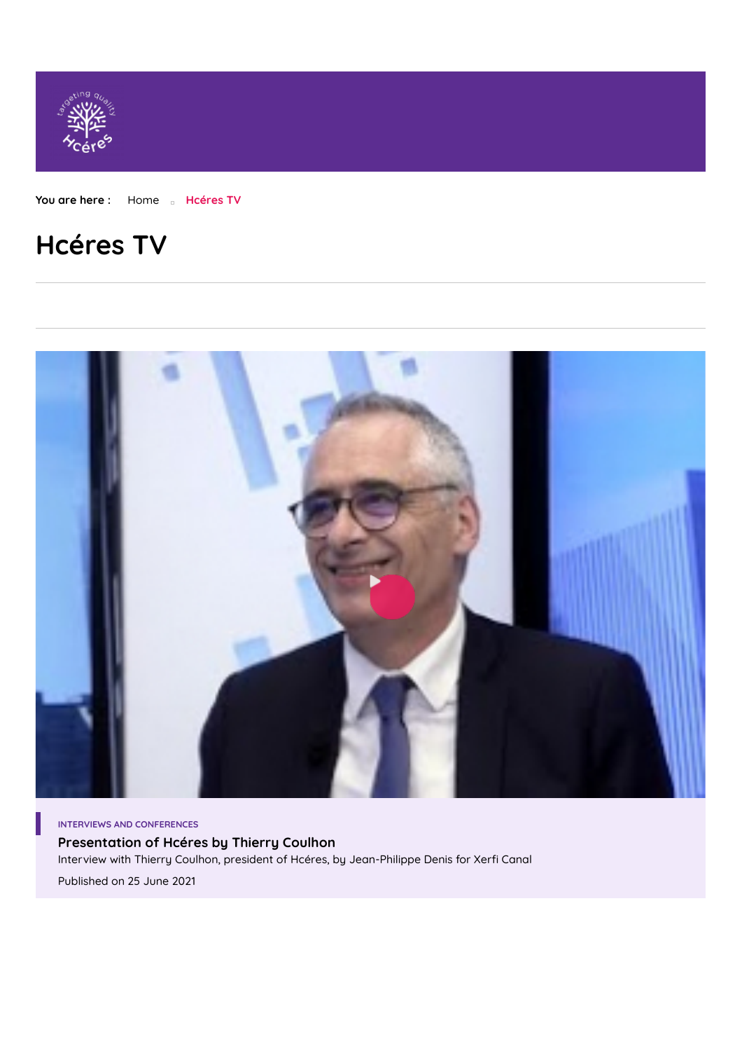You are here : Home Hcéres TV

# Hcéres TV

INTERVIEWS AND CONFERENCES

**Presentation of Hcéres by Thierry Coulhon**

Interview with Thierry Coulhon, president of Hcéres, by Jean-Philippe Denis for Xerfi Canal

Published on 25 June 2021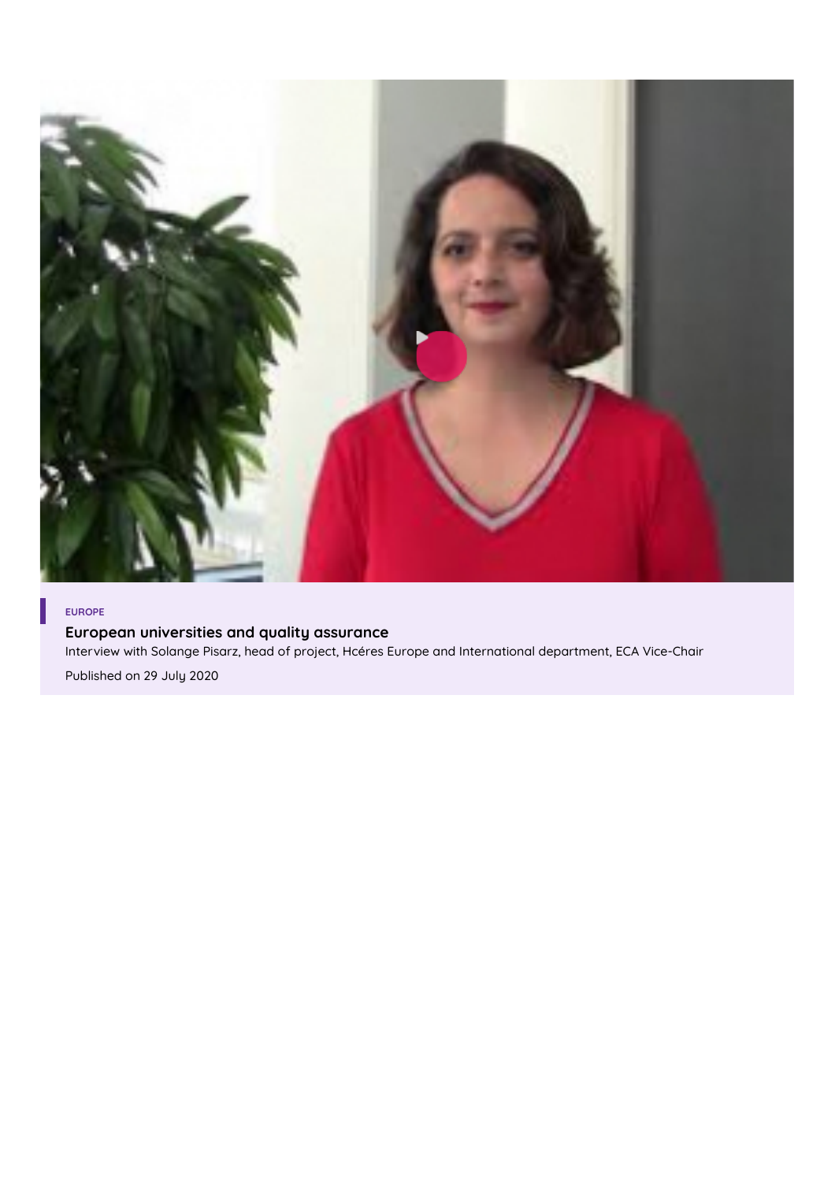EUROPE

**European universities and quality assurance**

Interview with Solange Pisarz, head of project, Hcéres Europe and International department, ECA Vice-Chair

Published on 29 July 2020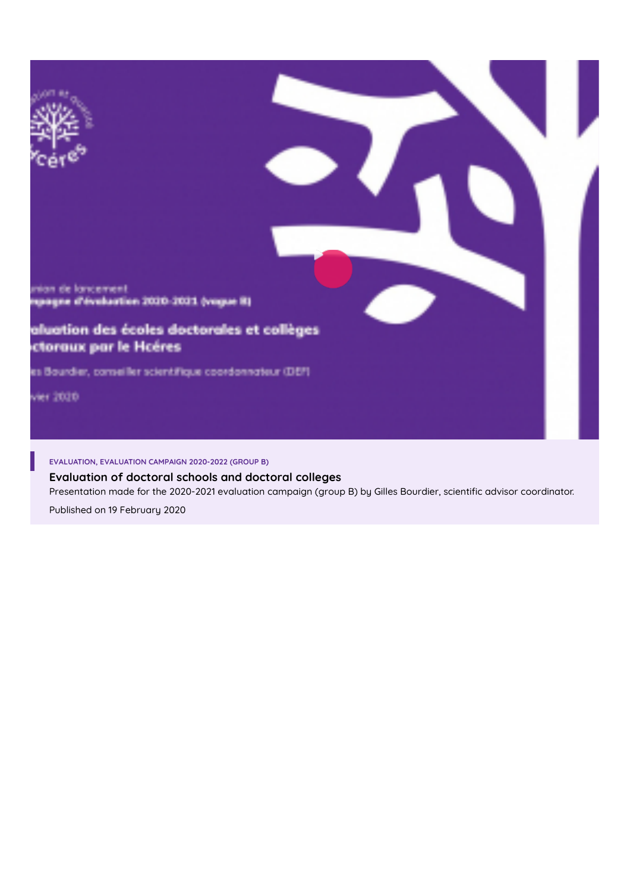EVALUATION, EVALUATION CAMPAIGN 2020-2022 (GROUP B)

### Evaluation of doctoral schools and doctoral colleges

Presentation made for the 2020-2021 evaluation campaign (group B) by Gilles Bourdier, scientific advisor coordinator.

Published on 19 February 2020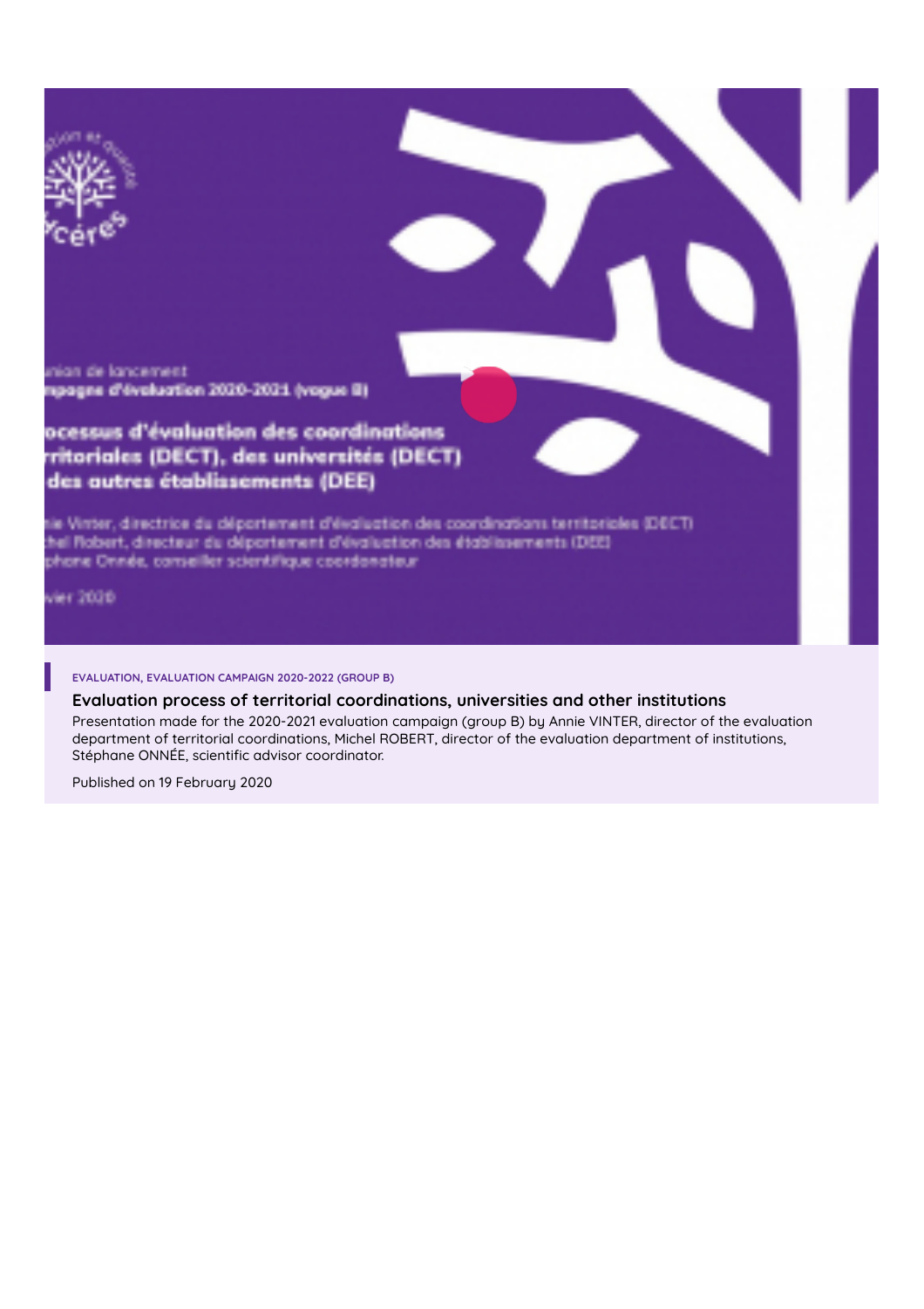EVALUATION, EVALUATION CAMPAIGN 2020-2022 (GROUP B)

**Evaluation process of territorial coordinations, universities and other institutions**

Presentation made for the 2020-2021 evaluation campaign (group B) by Annie VINTER, director of the evaluation department of territorial coordinations, Michel ROBERT, director of the evaluation department of institutions, Stéphane ONNÉE, scientific advisor coordinator.

Published on 19 February 2020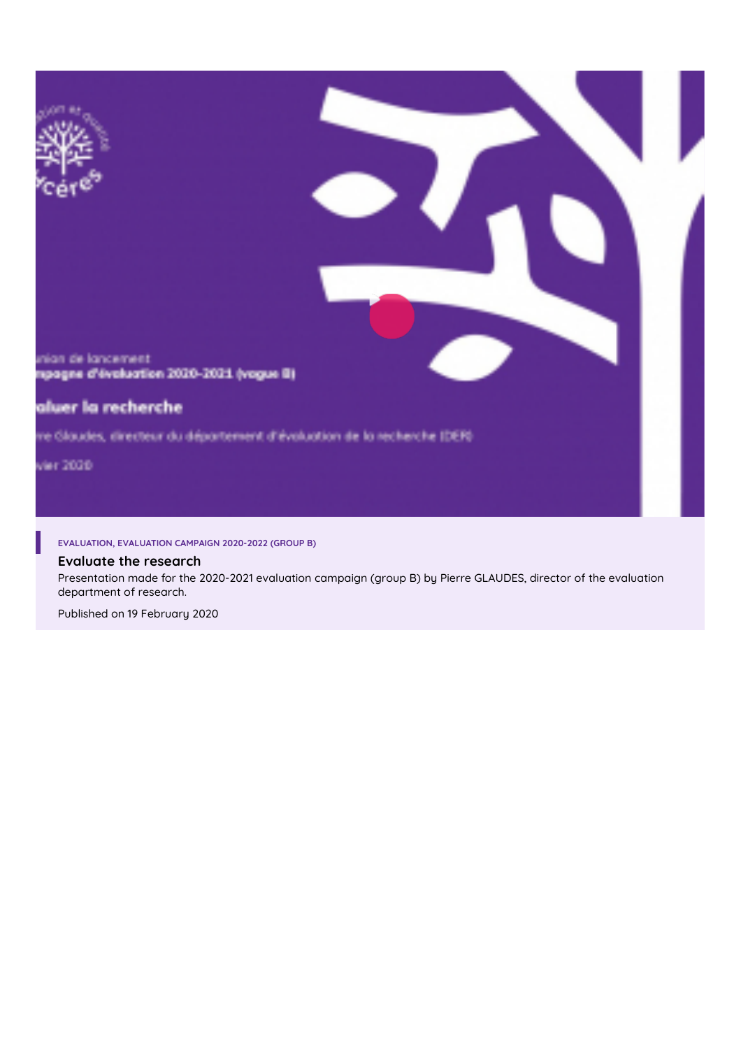EVALUATION, EVALUATION CAMPAIGN 2020-2022 (GROUP B)

### Evaluate the research

Presentation made for the 2020-2021 evaluation campaign (group B) by Pierre GLAUDES, director of the evaluation department of research.

Published on 19 February 2020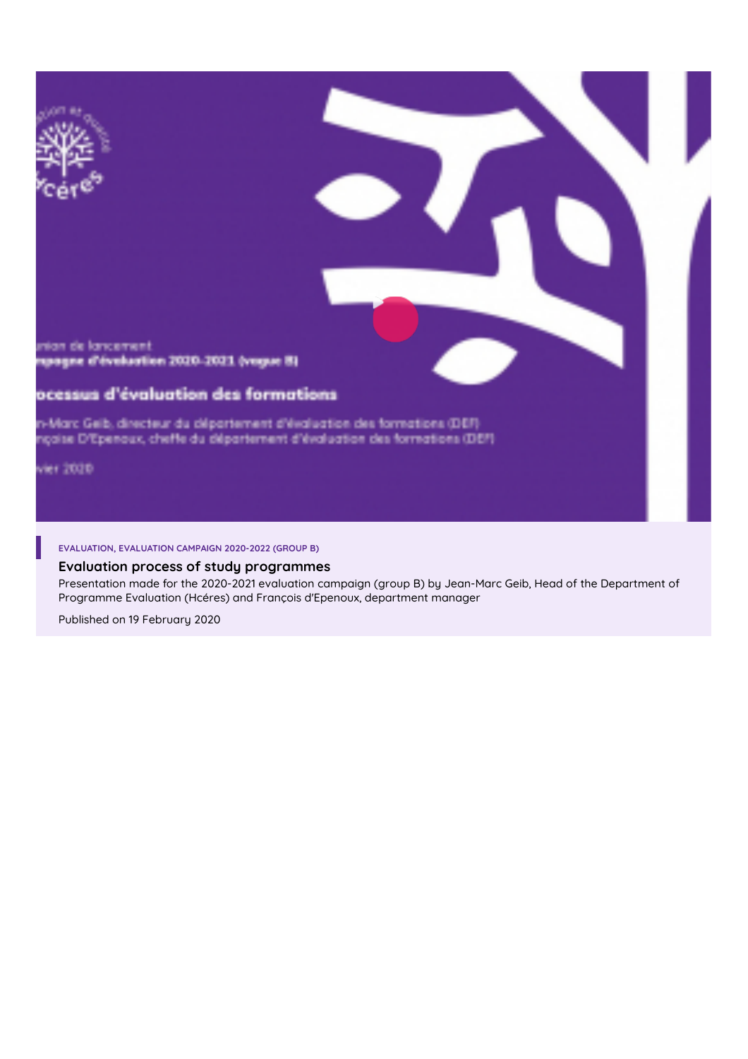EVALUATION, EVALUATION CAMPAIGN 2020-2022 (GROUP B)

### Evaluation process of study programmes

Presentation made for the 2020-2021 evaluation campaign (group B) by Jean-Marc Geib, Head of the Department of Programme Evaluation (Hcéres) and François d'Epenoux, department manager

Published on 19 February 2020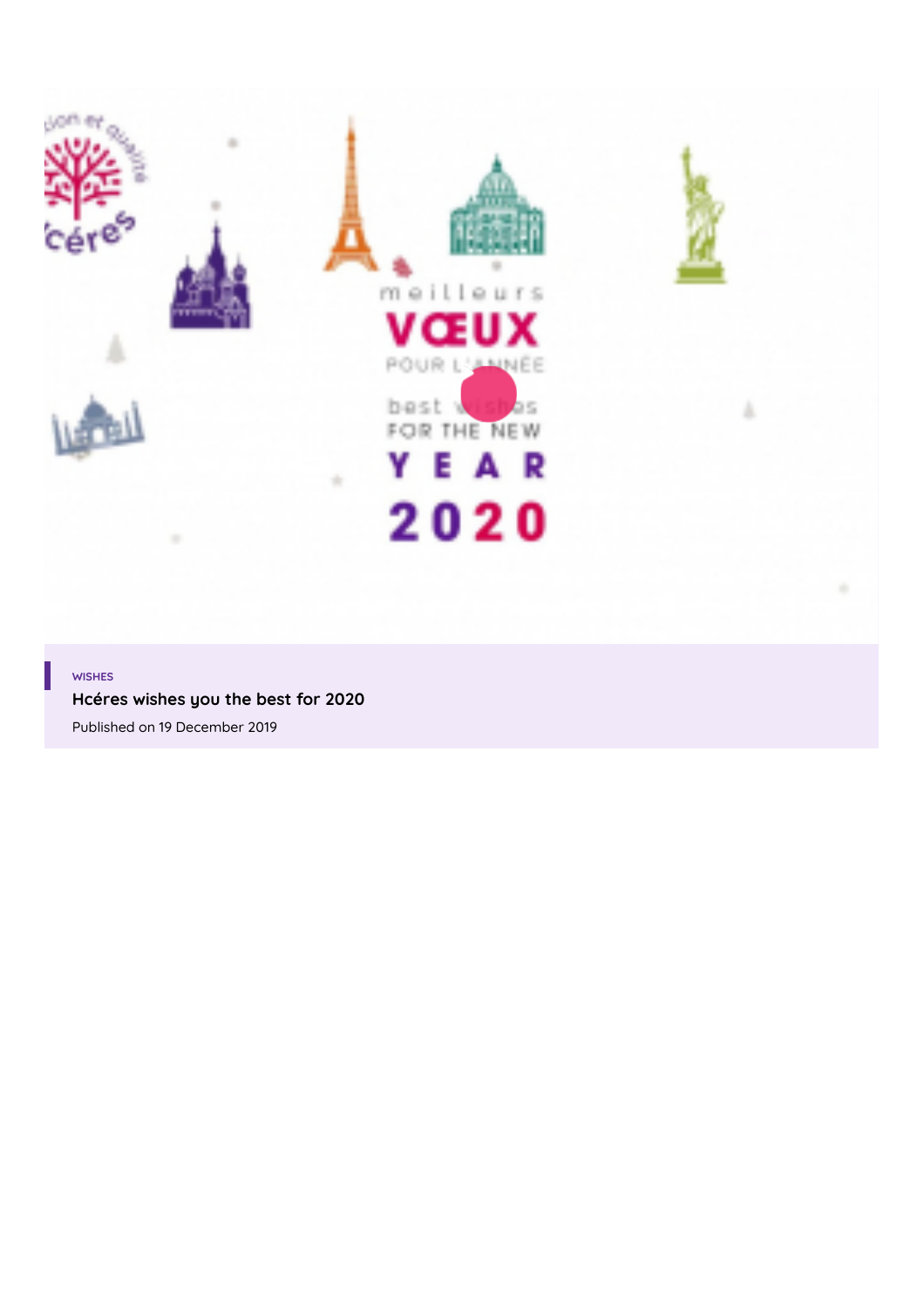WISHES

**Hcéres wishes you the best for 2020**

Published on 19 December 2019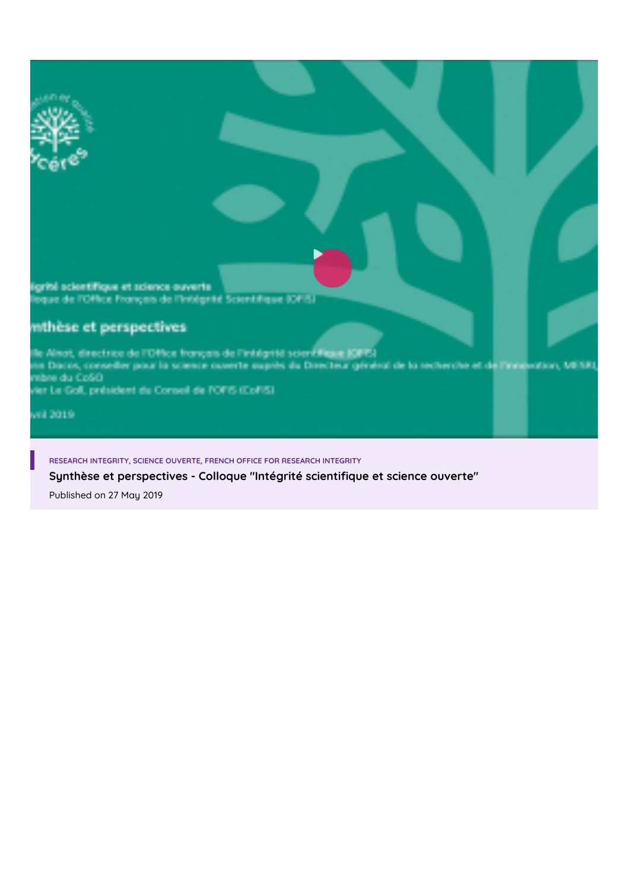RESEARCH INTEGRITY, SCIENCE OUVERTE, FRENCH OFFICE FOR RESEARCH INTEGRITY

**Synthèse et perspectives - Colloque "Intégrité scientifique et science ouverte"**

Published on 27 May 2019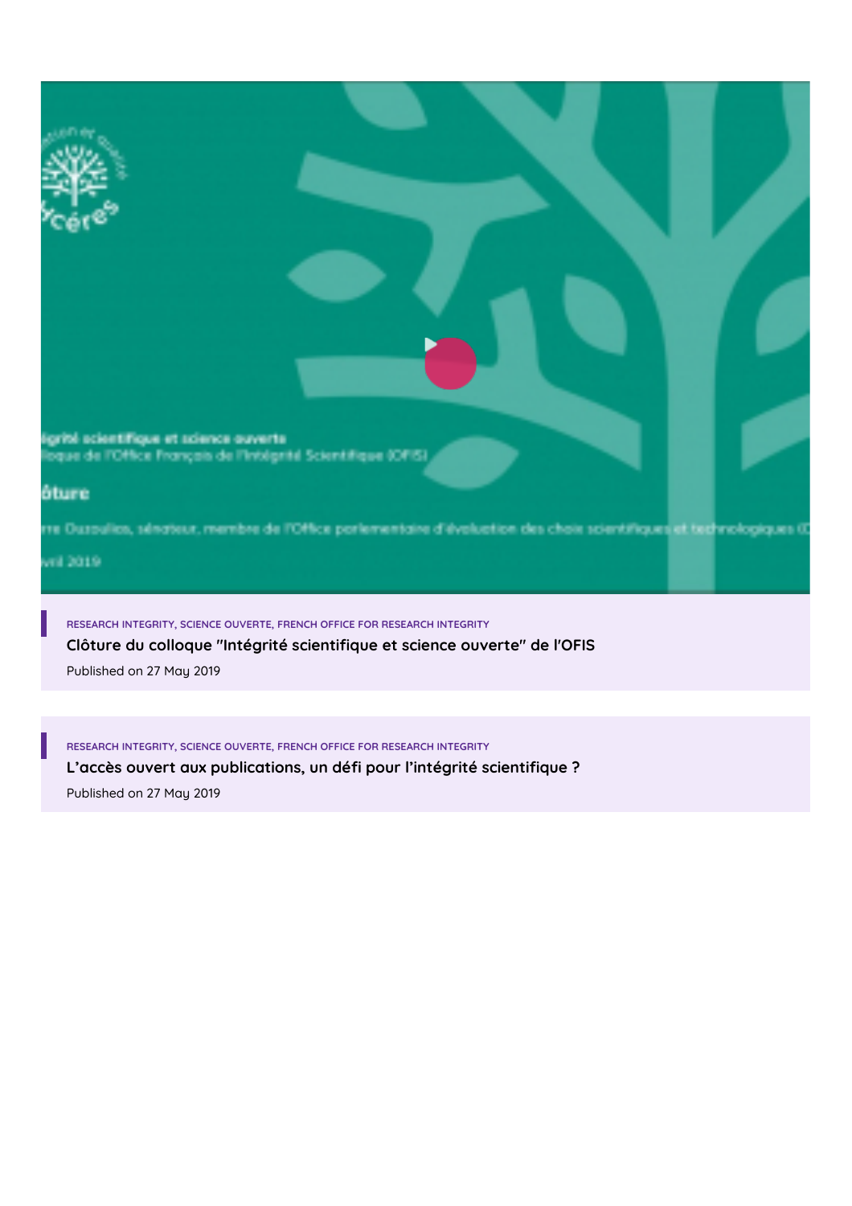RESEARCH INTEGRITY, SCIENCE OUVERTE, FRENCH OFFICE FOR RESEARCH INTEGRITY

### Clôture du colloque "Intégrité scientifique et science ouverte" de l'OFIS

Published on 27 May 2019

RESEARCH INTEGRITY, SCIENCE OUVERTE, FRENCH OFFICE FOR RESEARCH INTEGRITY

### L'accès ouvert aux publications, un défi pour l'intégrité scientifique ?

Published on 27 May 2019